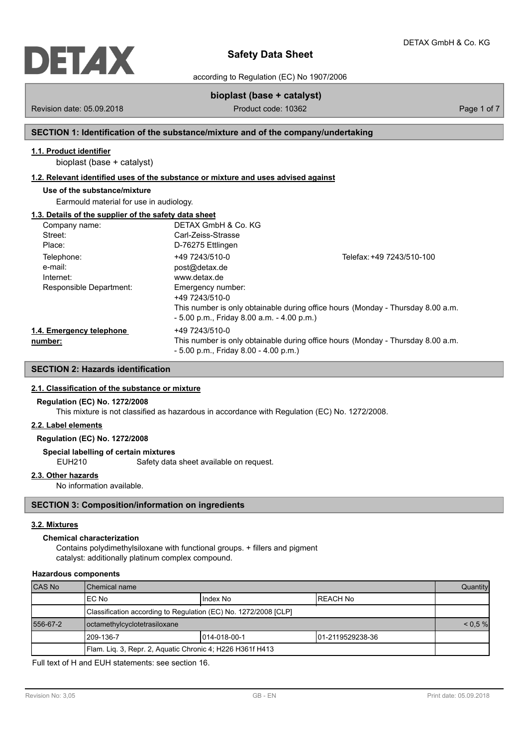# Safety Data Sheet

according to Regulation (EC) No 1907/2006

**bioplast (base + catalyst)**

Revision date: 05.09.2018 | Product code: 10362

## SECTION 1: Identification of the substance/mixture and of the company/undertaking

### 1.1. Product identifier

bioplast (base + catalyst)

### 1.2. Relevant identified uses of the substance or mixture and uses advised against

**Use of the substance/mixture**

Earmould material for use in audiology.

### 1.3. Details of the supplier of the safety data sheet

| | | |
|---|---|---|
| Company name: | DETAX GmbH & Co. KG | |
| Street: | Carl-Zeiss-Strasse | |
| Place: | D-76275 Ettlingen | |
| Telephone: | +49 7243/510-0 | Telefax: +49 7243/510-100 |
| e-mail: | post@detax.de | |
| Internet: | www.detax.de | |
| Responsible Department: | Emergency number: +49 7243/510-0 This number is only obtainable during office hours (Monday - Thursday 8.00 a.m. - 5.00 p.m., Friday 8.00 a.m. - 4.00 p.m.) | |

### 1.4. Emergency telephone number:

+49 7243/510-0
This number is only obtainable during office hours (Monday - Thursday 8.00 a.m. - 5.00 p.m., Friday 8.00 - 4.00 p.m.)

## SECTION 2: Hazards identification

### 2.1. Classification of the substance or mixture

**Regulation (EC) No. 1272/2008**

This mixture is not classified as hazardous in accordance with Regulation (EC) No. 1272/2008.

### 2.2. Label elements

**Regulation (EC) No. 1272/2008**

**Special labelling of certain mixtures**

EUH210 Safety data sheet available on request.

### 2.3. Other hazards

No information available.

## SECTION 3: Composition/information on ingredients

### 3.2. Mixtures

**Chemical characterization**

Contains polydimethylsiloxane with functional groups. + fillers and pigment
catalyst: additionally platinum complex compound.

**Hazardous components**

| CAS No | Chemical name | | | Quantity |
|---|---|---|---|---|
| | EC No | Index No | REACH No | |
| | Classification according to Regulation (EC) No. 1272/2008 [CLP] | | | |
| 556-67-2 | octamethylcyclotetrasiloxane | | | < 0,5 % |
| | 209-136-7 | 014-018-00-1 | 01-2119529238-36 | |
| | Flam. Liq. 3, Repr. 2, Aquatic Chronic 4; H226 H361f H413 | | | |

Full text of H and EUH statements: see section 16.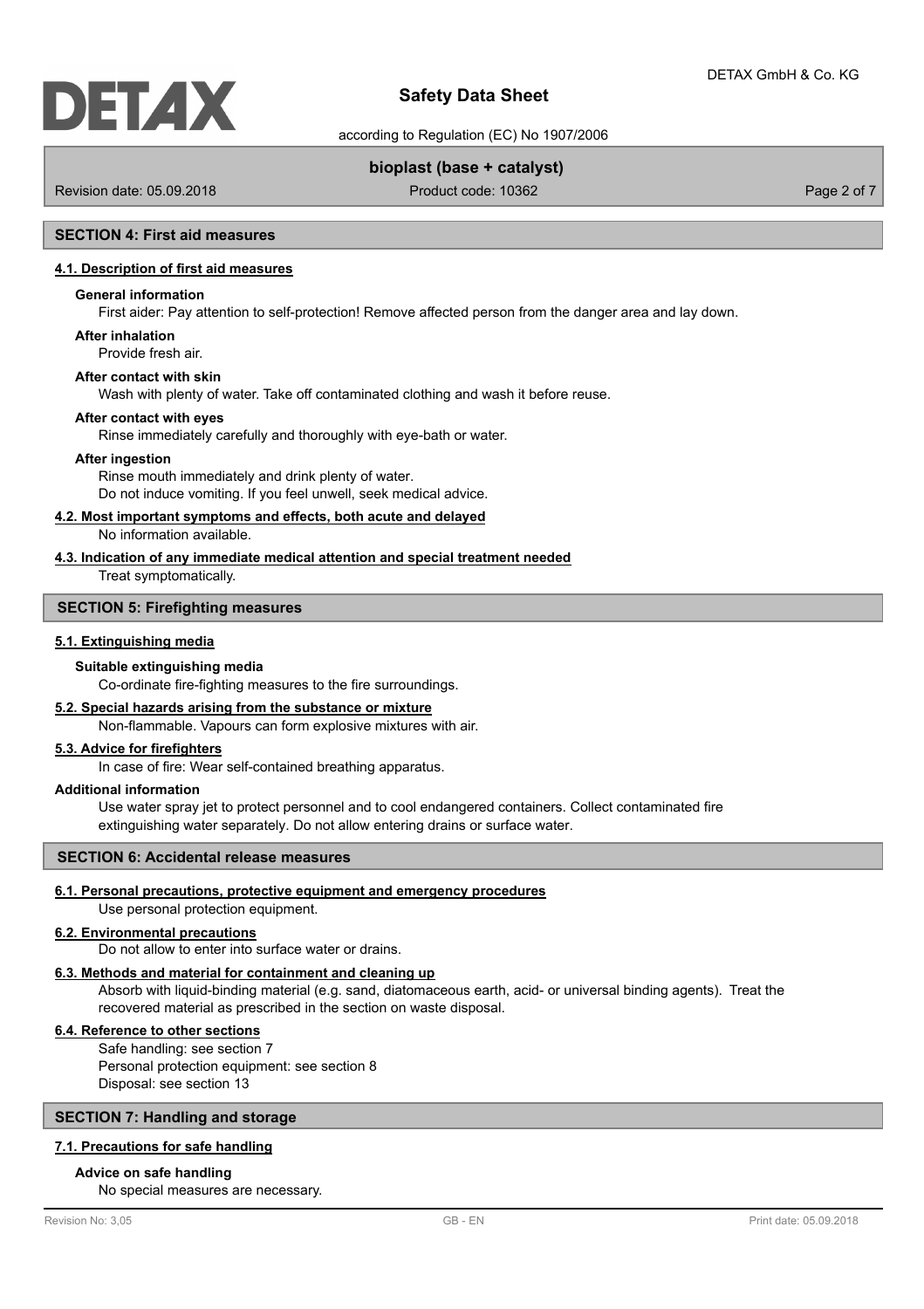## SECTION 4: First aid measures

### 4.1. Description of first aid measures

**General information**

First aider: Pay attention to self-protection! Remove affected person from the danger area and lay down.

**After inhalation**

Provide fresh air.

**After contact with skin**

Wash with plenty of water. Take off contaminated clothing and wash it before reuse.

**After contact with eyes**

Rinse immediately carefully and thoroughly with eye-bath or water.

**After ingestion**

Rinse mouth immediately and drink plenty of water.
Do not induce vomiting. If you feel unwell, seek medical advice.

### 4.2. Most important symptoms and effects, both acute and delayed

No information available.

### 4.3. Indication of any immediate medical attention and special treatment needed

Treat symptomatically.

## SECTION 5: Firefighting measures

### 5.1. Extinguishing media

**Suitable extinguishing media**

Co-ordinate fire-fighting measures to the fire surroundings.

### 5.2. Special hazards arising from the substance or mixture

Non-flammable. Vapours can form explosive mixtures with air.

### 5.3. Advice for firefighters

In case of fire: Wear self-contained breathing apparatus.

**Additional information**

Use water spray jet to protect personnel and to cool endangered containers. Collect contaminated fire extinguishing water separately. Do not allow entering drains or surface water.

## SECTION 6: Accidental release measures

### 6.1. Personal precautions, protective equipment and emergency procedures

Use personal protection equipment.

### 6.2. Environmental precautions

Do not allow to enter into surface water or drains.

### 6.3. Methods and material for containment and cleaning up

Absorb with liquid-binding material (e.g. sand, diatomaceous earth, acid- or universal binding agents). Treat the recovered material as prescribed in the section on waste disposal.

### 6.4. Reference to other sections

Safe handling: see section 7
Personal protection equipment: see section 8
Disposal: see section 13

## SECTION 7: Handling and storage

### 7.1. Precautions for safe handling

**Advice on safe handling**

No special measures are necessary.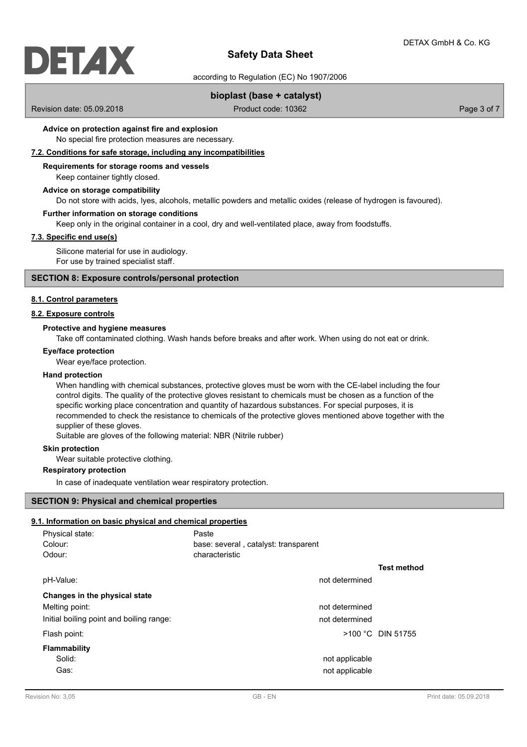**Advice on protection against fire and explosion**

No special fire protection measures are necessary.

### 7.2. Conditions for safe storage, including any incompatibilities

**Requirements for storage rooms and vessels**

Keep container tightly closed.

**Advice on storage compatibility**

Do not store with acids, lyes, alcohols, metallic powders and metallic oxides (release of hydrogen is favoured).

**Further information on storage conditions**

Keep only in the original container in a cool, dry and well-ventilated place, away from foodstuffs.

### 7.3. Specific end use(s)

Silicone material for use in audiology.
For use by trained specialist staff.

## SECTION 8: Exposure controls/personal protection

### 8.1. Control parameters

### 8.2. Exposure controls

**Protective and hygiene measures**

Take off contaminated clothing. Wash hands before breaks and after work. When using do not eat or drink.

**Eye/face protection**

Wear eye/face protection.

**Hand protection**

When handling with chemical substances, protective gloves must be worn with the CE-label including the four control digits. The quality of the protective gloves resistant to chemicals must be chosen as a function of the specific working place concentration and quantity of hazardous substances. For special purposes, it is recommended to check the resistance to chemicals of the protective gloves mentioned above together with the supplier of these gloves.
Suitable are gloves of the following material: NBR (Nitrile rubber)

**Skin protection**

Wear suitable protective clothing.

**Respiratory protection**

In case of inadequate ventilation wear respiratory protection.

## SECTION 9: Physical and chemical properties

### 9.1. Information on basic physical and chemical properties

Physical state: Paste
Colour: base: several , catalyst: transparent
Odour: characteristic

| | | Test method |
|---|---|---|
| pH-Value: | not determined | |
| **Changes in the physical state** | | |
| Melting point: | not determined | |
| Initial boiling point and boiling range: | not determined | |
| Flash point: | >100 °C | DIN 51755 |
| **Flammability** | | |
| Solid: | not applicable | |
| Gas: | not applicable | |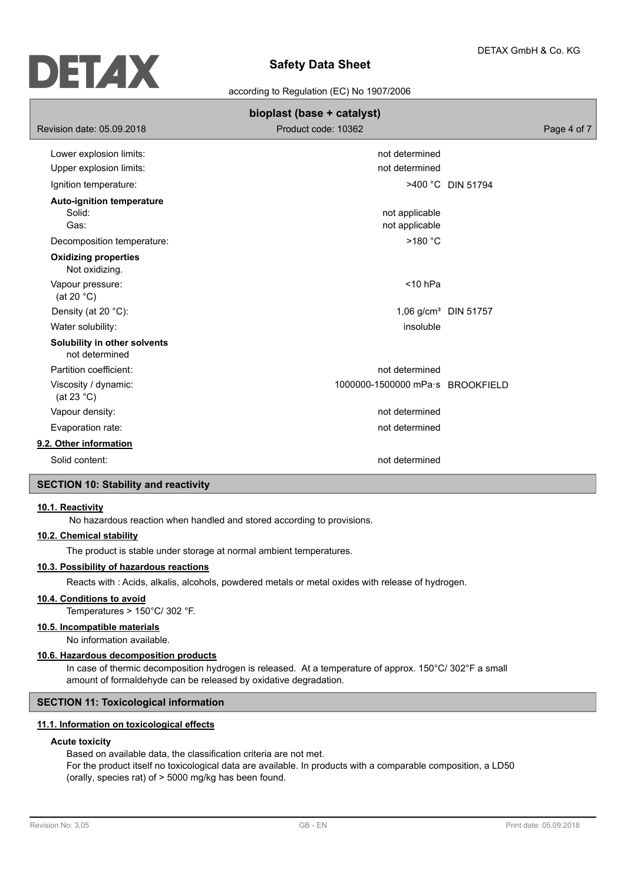| | | |
|---|---|---|
| Lower explosion limits: | not determined | |
| Upper explosion limits: | not determined | |
| Ignition temperature: | >400 °C | DIN 51794 |
| **Auto-ignition temperature** | | |
| Solid: | not applicable | |
| Gas: | not applicable | |
| Decomposition temperature: | >180 °C | |
| **Oxidizing properties** | | |
| Not oxidizing. | | |
| Vapour pressure: (at 20 °C) | <10 hPa | |
| Density (at 20 °C): | 1,06 g/cm³ | DIN 51757 |
| Water solubility: | insoluble | |
| **Solubility in other solvents** | | |
| not determined | | |
| Partition coefficient: | not determined | |
| Viscosity / dynamic: (at 23 °C) | 1000000-1500000 mPa·s | BROOKFIELD |
| Vapour density: | not determined | |
| Evaporation rate: | not determined | |

### 9.2. Other information

| | |
|---|---|
| Solid content: | not determined |

## SECTION 10: Stability and reactivity

### 10.1. Reactivity

No hazardous reaction when handled and stored according to provisions.

### 10.2. Chemical stability

The product is stable under storage at normal ambient temperatures.

### 10.3. Possibility of hazardous reactions

Reacts with : Acids, alkalis, alcohols, powdered metals or metal oxides with release of hydrogen.

### 10.4. Conditions to avoid

Temperatures > 150°C/ 302 °F.

### 10.5. Incompatible materials

No information available.

### 10.6. Hazardous decomposition products

In case of thermic decomposition hydrogen is released. At a temperature of approx. 150°C/ 302°F a small amount of formaldehyde can be released by oxidative degradation.

## SECTION 11: Toxicological information

### 11.1. Information on toxicological effects

**Acute toxicity**

Based on available data, the classification criteria are not met.
For the product itself no toxicological data are available. In products with a comparable composition, a LD50 (orally, species rat) of > 5000 mg/kg has been found.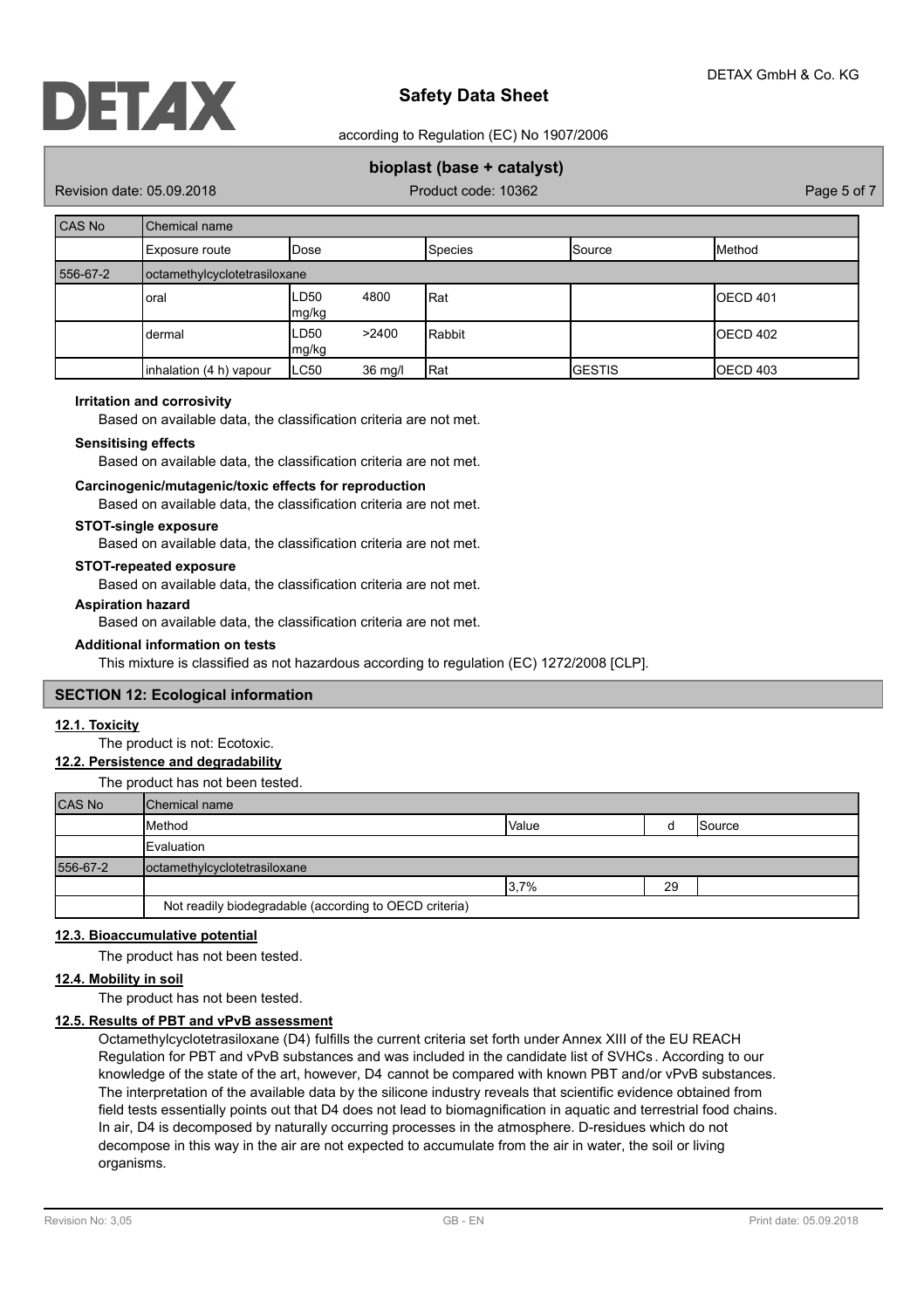| CAS No | Chemical name | | | | |
|---|---|---|---|---|---|
| | Exposure route | Dose | Species | Source | Method |
| 556-67-2 | octamethylcyclotetrasiloxane | | | | |
| | oral | LD50 4800 mg/kg | Rat | | OECD 401 |
| | dermal | LD50 >2400 mg/kg | Rabbit | | OECD 402 |
| | inhalation (4 h) vapour | LC50 36 mg/l | Rat | GESTIS | OECD 403 |

**Irritation and corrosivity**

Based on available data, the classification criteria are not met.

**Sensitising effects**

Based on available data, the classification criteria are not met.

**Carcinogenic/mutagenic/toxic effects for reproduction**

Based on available data, the classification criteria are not met.

**STOT-single exposure**

Based on available data, the classification criteria are not met.

**STOT-repeated exposure**

Based on available data, the classification criteria are not met.

**Aspiration hazard**

Based on available data, the classification criteria are not met.

**Additional information on tests**

This mixture is classified as not hazardous according to regulation (EC) 1272/2008 [CLP].

## SECTION 12: Ecological information

### 12.1. Toxicity

The product is not: Ecotoxic.

### 12.2. Persistence and degradability

The product has not been tested.

| CAS No | Chemical name | | | |
|---|---|---|---|---|
| | Method | Value | d | Source |
| | Evaluation | | | |
| 556-67-2 | octamethylcyclotetrasiloxane | | | |
| | | 3,7% | 29 | |
| | Not readily biodegradable (according to OECD criteria) | | | |

### 12.3. Bioaccumulative potential

The product has not been tested.

### 12.4. Mobility in soil

The product has not been tested.

### 12.5. Results of PBT and vPvB assessment

Octamethylcyclotetrasiloxane (D4) fulfills the current criteria set forth under Annex XIII of the EU REACH Regulation for PBT and vPvB substances and was included in the candidate list of SVHCs. According to our knowledge of the state of the art, however, D4 cannot be compared with known PBT and/or vPvB substances. The interpretation of the available data by the silicone industry reveals that scientific evidence obtained from field tests essentially points out that D4 does not lead to biomagnification in aquatic and terrestrial food chains. In air, D4 is decomposed by naturally occurring processes in the atmosphere. D-residues which do not decompose in this way in the air are not expected to accumulate from the air in water, the soil or living organisms.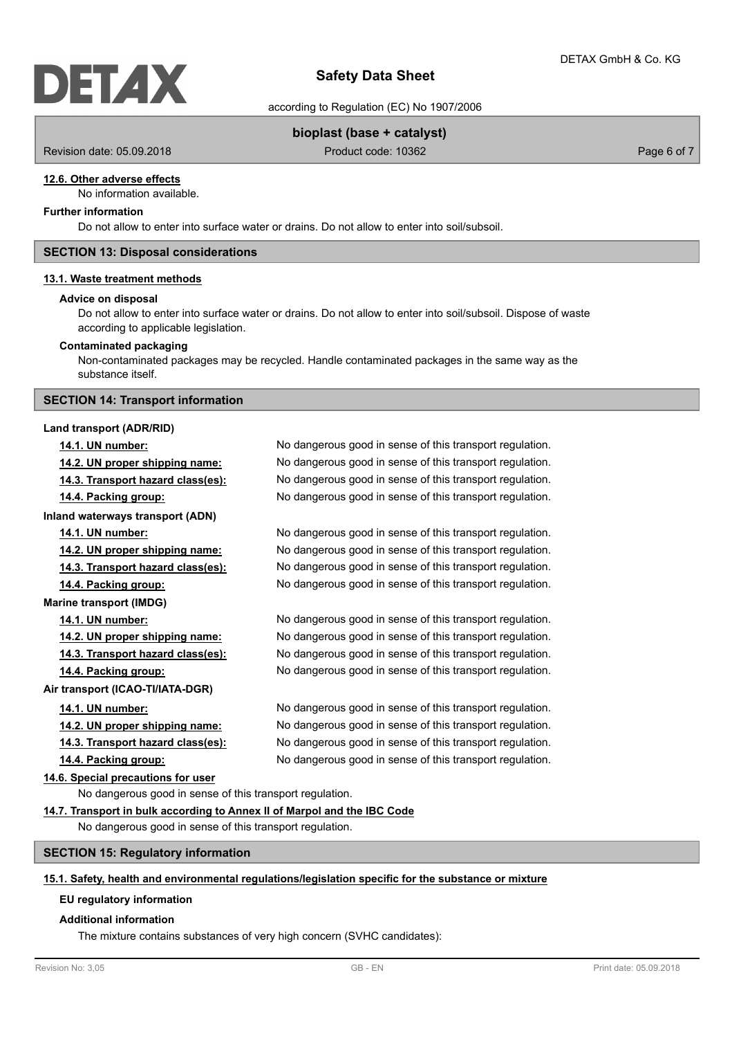#### 12.6. Other adverse effects

No information available.

**Further information**

Do not allow to enter into surface water or drains. Do not allow to enter into soil/subsoil.

## SECTION 13: Disposal considerations

#### 13.1. Waste treatment methods

**Advice on disposal**

Do not allow to enter into surface water or drains. Do not allow to enter into soil/subsoil. Dispose of waste according to applicable legislation.

**Contaminated packaging**

Non-contaminated packages may be recycled. Handle contaminated packages in the same way as the substance itself.

## SECTION 14: Transport information

**Land transport (ADR/RID)**

| | |
|---|---|
| 14.1. UN number: | No dangerous good in sense of this transport regulation. |
| 14.2. UN proper shipping name: | No dangerous good in sense of this transport regulation. |
| 14.3. Transport hazard class(es): | No dangerous good in sense of this transport regulation. |
| 14.4. Packing group: | No dangerous good in sense of this transport regulation. |

**Inland waterways transport (ADN)**

| | |
|---|---|
| 14.1. UN number: | No dangerous good in sense of this transport regulation. |
| 14.2. UN proper shipping name: | No dangerous good in sense of this transport regulation. |
| 14.3. Transport hazard class(es): | No dangerous good in sense of this transport regulation. |
| 14.4. Packing group: | No dangerous good in sense of this transport regulation. |

**Marine transport (IMDG)**

| | |
|---|---|
| 14.1. UN number: | No dangerous good in sense of this transport regulation. |
| 14.2. UN proper shipping name: | No dangerous good in sense of this transport regulation. |
| 14.3. Transport hazard class(es): | No dangerous good in sense of this transport regulation. |
| 14.4. Packing group: | No dangerous good in sense of this transport regulation. |

**Air transport (ICAO-TI/IATA-DGR)**

| | |
|---|---|
| 14.1. UN number: | No dangerous good in sense of this transport regulation. |
| 14.2. UN proper shipping name: | No dangerous good in sense of this transport regulation. |
| 14.3. Transport hazard class(es): | No dangerous good in sense of this transport regulation. |
| 14.4. Packing group: | No dangerous good in sense of this transport regulation. |

#### 14.6. Special precautions for user

No dangerous good in sense of this transport regulation.

#### 14.7. Transport in bulk according to Annex II of Marpol and the IBC Code

No dangerous good in sense of this transport regulation.

## SECTION 15: Regulatory information

#### 15.1. Safety, health and environmental regulations/legislation specific for the substance or mixture

**EU regulatory information**

**Additional information**

The mixture contains substances of very high concern (SVHC candidates):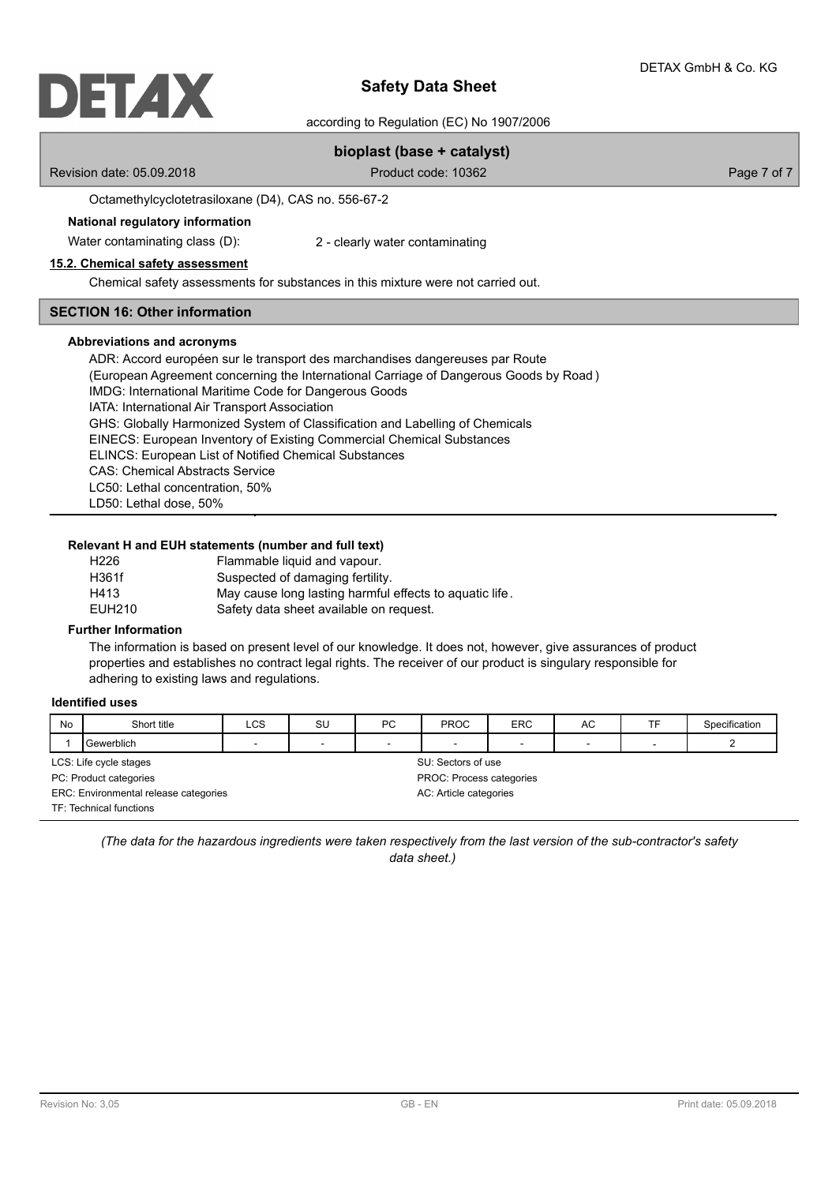Octamethylcyclotetrasiloxane (D4), CAS no. 556-67-2

**National regulatory information**

Water contaminating class (D): 2 - clearly water contaminating

**15.2. Chemical safety assessment**

Chemical safety assessments for substances in this mixture were not carried out.

## SECTION 16: Other information

**Abbreviations and acronyms**

ADR: Accord européen sur le transport des marchandises dangereuses par Route
(European Agreement concerning the International Carriage of Dangerous Goods by Road )
IMDG: International Maritime Code for Dangerous Goods
IATA: International Air Transport Association
GHS: Globally Harmonized System of Classification and Labelling of Chemicals
EINECS: European Inventory of Existing Commercial Chemical Substances
ELINCS: European List of Notified Chemical Substances
CAS: Chemical Abstracts Service
LC50: Lethal concentration, 50%
LD50: Lethal dose, 50%

**Relevant H and EUH statements (number and full text)**

| | |
|---|---|
| H226 | Flammable liquid and vapour. |
| H361f | Suspected of damaging fertility. |
| H413 | May cause long lasting harmful effects to aquatic life. |
| EUH210 | Safety data sheet available on request. |

**Further Information**

The information is based on present level of our knowledge. It does not, however, give assurances of product properties and establishes no contract legal rights. The receiver of our product is singulary responsible for adhering to existing laws and regulations.

**Identified uses**

| No | Short title | LCS | SU | PC | PROC | ERC | AC | TF | Specification |
|---|---|---|---|---|---|---|---|---|---|
| 1 | Gewerblich | - | - | - | - | - | - | - | 2 |

LCS: Life cycle stages
SU: Sectors of use
PC: Product categories
PROC: Process categories
ERC: Environmental release categories
AC: Article categories
TF: Technical functions

*(The data for the hazardous ingredients were taken respectively from the last version of the sub-contractor's safety data sheet.)*